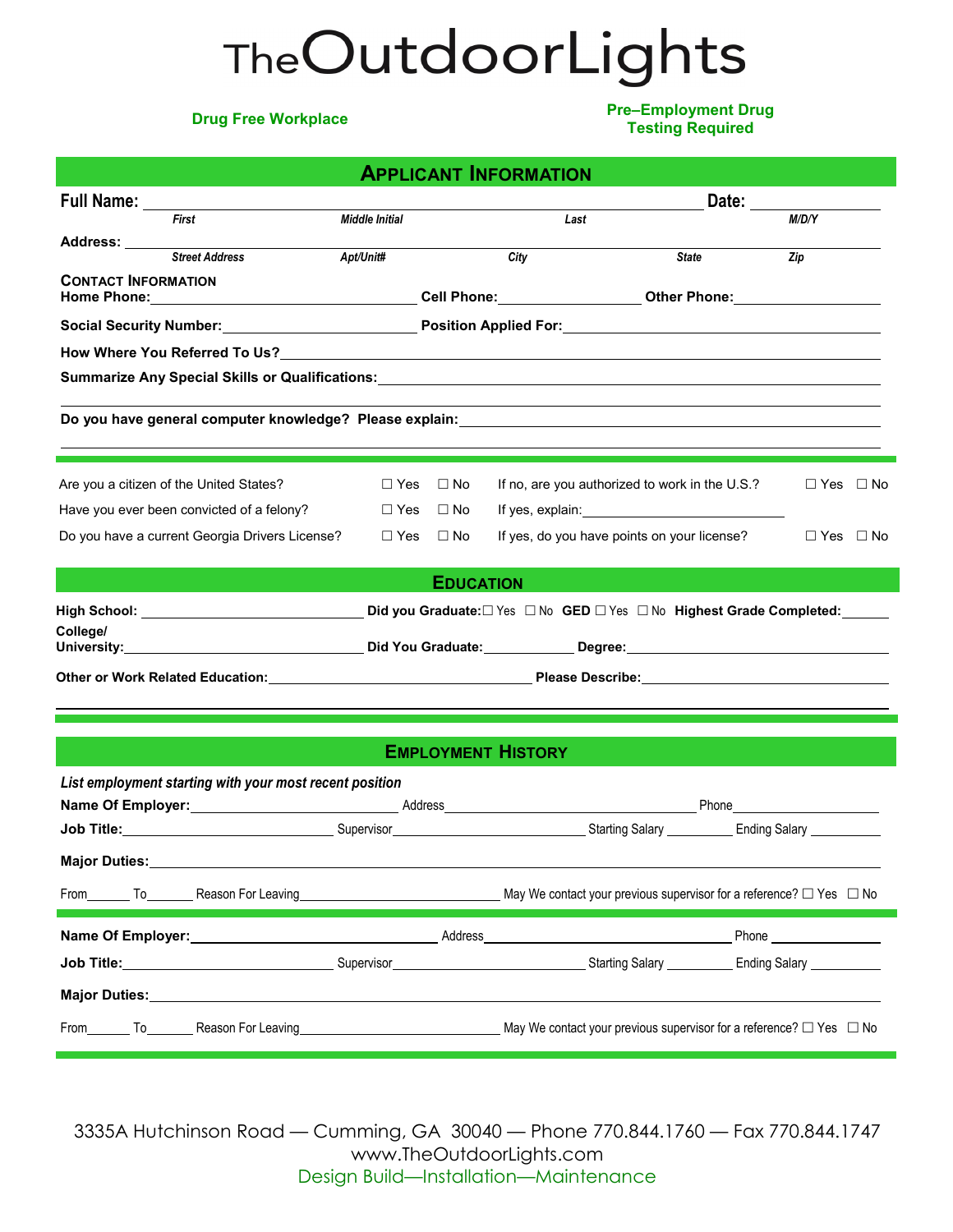# TheOutdoorLights

**Drug Free Workplace**

**Pre–Employment Drug Testing Required**

## APPLICANT INFORMATION

**Full Name:** ______________________________________________ **Date:** ____________

*First* *Middle Initial* *Last* *M/D/Y*

**Address:** ______________________________________________

*Street Address* *Apt/Unit#* *City* *State* *Zip*

**CONTACT INFORMATION**

**Home Phone:** ____________ **Cell Phone:** ____________ **Other Phone:** ____________

**Social Security Number:** ____________ **Position Applied For:** ____________

**How Where You Referred To Us?** ____________

**Summarize Any Special Skills or Qualifications:** ____________

**Do you have general computer knowledge? Please explain:** ____________

Are you a citizen of the United States? ☐ Yes ☐ No If no, are you authorized to work in the U.S.? ☐ Yes ☐ No

Have you ever been convicted of a felony? ☐ Yes ☐ No If yes, explain: ____________

Do you have a current Georgia Drivers License? ☐ Yes ☐ No If yes, do you have points on your license? ☐ Yes ☐ No

## EDUCATION

**High School:** ____________ **Did you Graduate:** ☐ Yes ☐ No **GED** ☐ Yes ☐ No **Highest Grade Completed:** ______

**College/ University:** ____________ **Did You Graduate:** ____________ **Degree:** ____________

**Other or Work Related Education:** ____________ **Please Describe:** ____________

## EMPLOYMENT HISTORY

*List employment starting with your most recent position*

**Name Of Employer:** ____________ Address ____________ Phone ____________

**Job Title:** ____________ Supervisor ____________ Starting Salary ________ Ending Salary ________

**Major Duties:** ____________

From______ To______ Reason For Leaving ____________ May We contact your previous supervisor for a reference? ☐ Yes ☐ No

**Name Of Employer:** ____________ Address ____________ Phone ____________

**Job Title:** ____________ Supervisor ____________ Starting Salary ________ Ending Salary ________

**Major Duties:** ____________

From______ To______ Reason For Leaving ____________ May We contact your previous supervisor for a reference? ☐ Yes ☐ No

3335A Hutchinson Road — Cumming, GA 30040 — Phone 770.844.1760 — Fax 770.844.1747

www.TheOutdoorLights.com

Design Build—Installation—Maintenance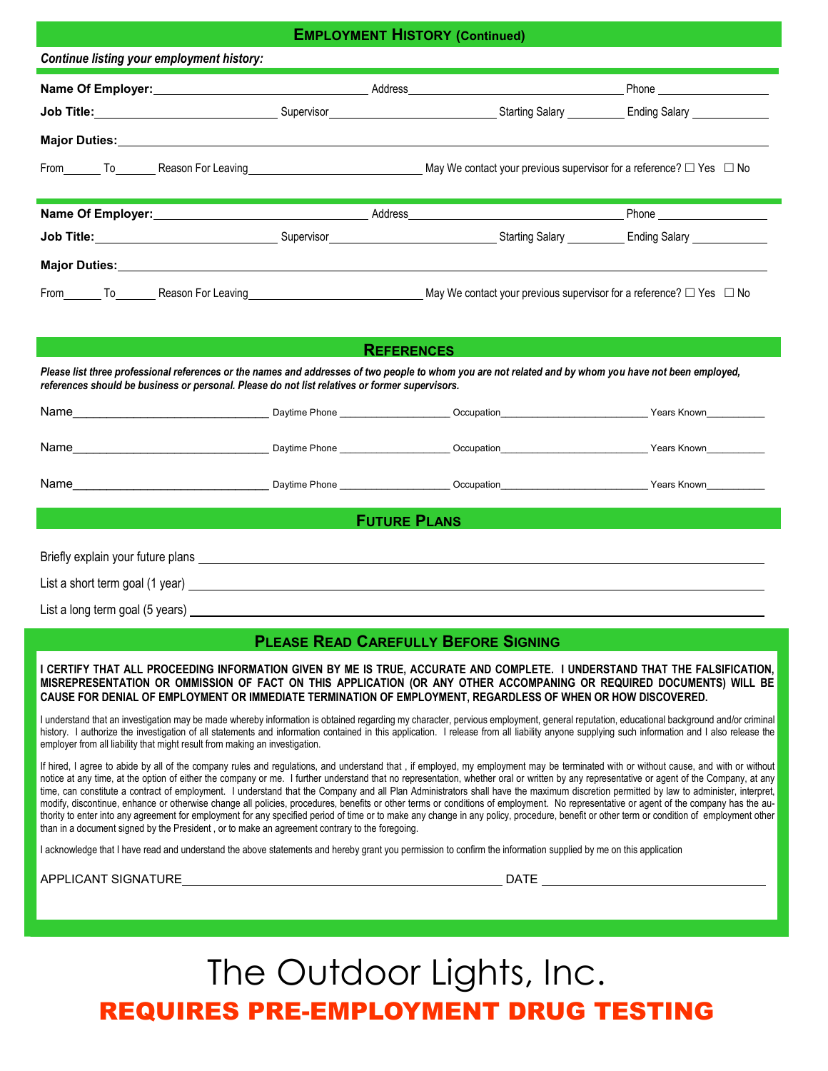## EMPLOYMENT HISTORY (Continued)

***Continue listing your employment history:***

**Name Of Employer:**\_\_\_\_\_\_\_\_\_\_\_\_\_\_\_\_\_\_\_\_\_\_\_\_\_\_\_\_\_\_ Address\_\_\_\_\_\_\_\_\_\_\_\_\_\_\_\_\_\_\_\_\_\_\_\_\_\_\_\_\_\_ Phone \_\_\_\_\_\_\_\_\_\_\_\_\_\_\_\_\_\_

**Job Title:**\_\_\_\_\_\_\_\_\_\_\_\_\_\_\_\_\_\_\_\_\_\_\_\_\_\_ Supervisor\_\_\_\_\_\_\_\_\_\_\_\_\_\_\_\_\_\_\_\_\_\_\_\_ Starting Salary \_\_\_\_\_\_\_\_\_ Ending Salary \_\_\_\_\_\_\_\_\_\_\_\_

**Major Duties:**\_\_\_\_\_\_\_\_\_\_\_\_\_\_\_\_\_\_\_\_\_\_\_\_\_\_\_\_\_\_\_\_\_\_\_\_\_\_\_\_\_\_\_\_\_\_\_\_\_\_\_\_\_\_\_\_\_\_\_\_\_\_\_\_\_\_\_\_

From\_\_\_\_\_\_ To\_\_\_\_\_\_ Reason For Leaving\_\_\_\_\_\_\_\_\_\_\_\_\_\_\_\_\_\_\_\_\_\_\_\_ May We contact your previous supervisor for a reference? ☐ Yes ☐ No

**Name Of Employer:**\_\_\_\_\_\_\_\_\_\_\_\_\_\_\_\_\_\_\_\_\_\_\_\_\_\_\_\_\_\_ Address\_\_\_\_\_\_\_\_\_\_\_\_\_\_\_\_\_\_\_\_\_\_\_\_\_\_\_\_\_\_ Phone \_\_\_\_\_\_\_\_\_\_\_\_\_\_\_\_\_\_

**Job Title:**\_\_\_\_\_\_\_\_\_\_\_\_\_\_\_\_\_\_\_\_\_\_\_\_\_\_ Supervisor\_\_\_\_\_\_\_\_\_\_\_\_\_\_\_\_\_\_\_\_\_\_\_\_ Starting Salary \_\_\_\_\_\_\_\_\_ Ending Salary \_\_\_\_\_\_\_\_\_\_\_\_

**Major Duties:**\_\_\_\_\_\_\_\_\_\_\_\_\_\_\_\_\_\_\_\_\_\_\_\_\_\_\_\_\_\_\_\_\_\_\_\_\_\_\_\_\_\_\_\_\_\_\_\_\_\_\_\_\_\_\_\_\_\_\_\_\_\_\_\_\_\_\_\_

From\_\_\_\_\_\_ To\_\_\_\_\_\_ Reason For Leaving\_\_\_\_\_\_\_\_\_\_\_\_\_\_\_\_\_\_\_\_\_\_\_\_ May We contact your previous supervisor for a reference? ☐ Yes ☐ No

## REFERENCES

***Please list three professional references or the names and addresses of two people to whom you are not related and by whom you have not been employed, references should be business or personal. Please do not list relatives or former supervisors.***

Name\_\_\_\_\_\_\_\_\_\_\_\_\_\_\_\_\_\_\_\_\_\_\_\_\_\_\_\_\_ Daytime Phone \_\_\_\_\_\_\_\_\_\_\_\_\_\_\_\_\_\_\_ Occupation\_\_\_\_\_\_\_\_\_\_\_\_\_\_\_\_\_\_\_\_\_\_\_\_\_ Years Known\_\_\_\_\_\_\_\_\_\_

Name\_\_\_\_\_\_\_\_\_\_\_\_\_\_\_\_\_\_\_\_\_\_\_\_\_\_\_\_\_ Daytime Phone \_\_\_\_\_\_\_\_\_\_\_\_\_\_\_\_\_\_\_ Occupation\_\_\_\_\_\_\_\_\_\_\_\_\_\_\_\_\_\_\_\_\_\_\_\_\_ Years Known\_\_\_\_\_\_\_\_\_\_

Name\_\_\_\_\_\_\_\_\_\_\_\_\_\_\_\_\_\_\_\_\_\_\_\_\_\_\_\_\_ Daytime Phone \_\_\_\_\_\_\_\_\_\_\_\_\_\_\_\_\_\_\_ Occupation\_\_\_\_\_\_\_\_\_\_\_\_\_\_\_\_\_\_\_\_\_\_\_\_\_ Years Known\_\_\_\_\_\_\_\_\_\_

## FUTURE PLANS

Briefly explain your future plans \_\_\_\_\_\_\_\_\_\_\_\_\_\_\_\_\_\_\_\_\_\_\_\_\_\_\_\_\_\_\_\_\_\_\_\_\_\_\_\_\_\_\_\_\_\_\_\_\_\_\_\_

List a short term goal (1 year) \_\_\_\_\_\_\_\_\_\_\_\_\_\_\_\_\_\_\_\_\_\_\_\_\_\_\_\_\_\_\_\_\_\_\_\_\_\_\_\_\_\_\_\_\_\_\_\_\_\_\_\_

List a long term goal (5 years) \_\_\_\_\_\_\_\_\_\_\_\_\_\_\_\_\_\_\_\_\_\_\_\_\_\_\_\_\_\_\_\_\_\_\_\_\_\_\_\_\_\_\_\_\_\_\_\_\_\_\_\_

## PLEASE READ CAREFULLY BEFORE SIGNING

**I CERTIFY THAT ALL PROCEEDING INFORMATION GIVEN BY ME IS TRUE, ACCURATE AND COMPLETE. I UNDERSTAND THAT THE FALSIFICATION, MISREPRESENTATION OR OMMISSION OF FACT ON THIS APPLICATION (OR ANY OTHER ACCOMPANING OR REQUIRED DOCUMENTS) WILL BE CAUSE FOR DENIAL OF EMPLOYMENT OR IMMEDIATE TERMINATION OF EMPLOYMENT, REGARDLESS OF WHEN OR HOW DISCOVERED.**

I understand that an investigation may be made whereby information is obtained regarding my character, pervious employment, general reputation, educational background and/or criminal history. I authorize the investigation of all statements and information contained in this application. I release from all liability anyone supplying such information and I also release the employer from all liability that might result from making an investigation.

If hired, I agree to abide by all of the company rules and regulations, and understand that , if employed, my employment may be terminated with or without cause, and with or without notice at any time, at the option of either the company or me. I further understand that no representation, whether oral or written by any representative or agent of the Company, at any time, can constitute a contract of employment. I understand that the Company and all Plan Administrators shall have the maximum discretion permitted by law to administer, interpret, modify, discontinue, enhance or otherwise change all policies, procedures, benefits or other terms or conditions of employment. No representative or agent of the company has the authority to enter into any agreement for employment for any specified period of time or to make any change in any policy, procedure, benefit or other term or condition of employment other than in a document signed by the President , or to make an agreement contrary to the foregoing.

I acknowledge that I have read and understand the above statements and hereby grant you permission to confirm the information supplied by me on this application

APPLICANT SIGNATURE\_\_\_\_\_\_\_\_\_\_\_\_\_\_\_\_\_\_\_\_\_\_\_\_\_\_\_\_\_\_\_\_\_\_\_\_\_\_\_\_\_\_\_\_ DATE \_\_\_\_\_\_\_\_\_\_\_\_\_\_\_\_\_\_\_\_\_\_\_\_\_\_\_\_\_\_

# The Outdoor Lights, Inc.

## REQUIRES PRE-EMPLOYMENT DRUG TESTING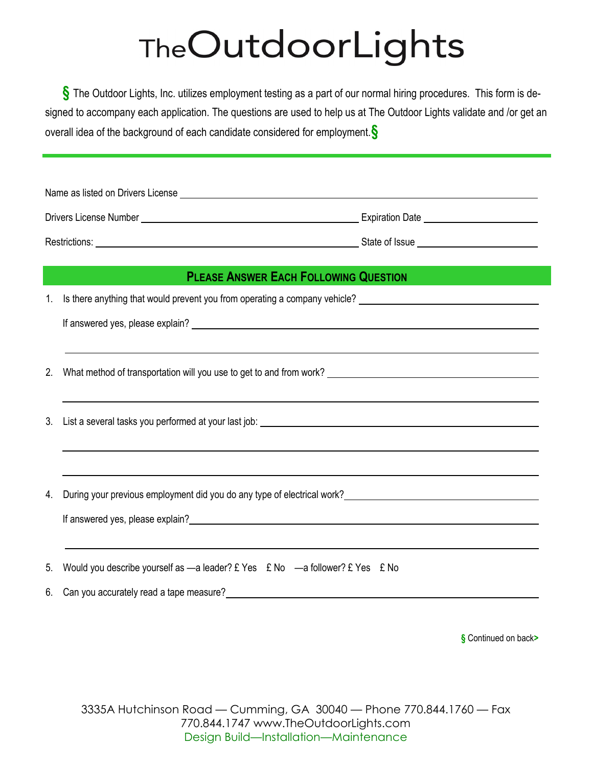# TheOutdoorLights

§ The Outdoor Lights, Inc. utilizes employment testing as a part of our normal hiring procedures. This form is designed to accompany each application. The questions are used to help us at The Outdoor Lights validate and /or get an overall idea of the background of each candidate considered for employment.§

---

Name as listed on Drivers License ______________________________________________

Drivers License Number ______________________________ Expiration Date ________________

Restrictions: ______________________________ State of Issue ________________

## Please Answer Each Following Question

1. Is there anything that would prevent you from operating a company vehicle? ________________

   If answered yes, please explain? ______________________________________________

   ______________________________________________

2. What method of transportation will you use to get to and from work? ________________

   ______________________________________________

3. List a several tasks you performed at your last job: ______________________________

   ______________________________________________

   ______________________________________________

4. During your previous employment did you do any type of electrical work? ________________

   If answered yes, please explain? ______________________________________________

   ______________________________________________

5. Would you describe yourself as —a leader? £ Yes £ No —a follower? £ Yes £ No

6. Can you accurately read a tape measure? ______________________________________________

§ Continued on back>

3335A Hutchinson Road — Cumming, GA 30040 — Phone 770.844.1760 — Fax 770.844.1747 www.TheOutdoorLights.com
Design Build—Installation—Maintenance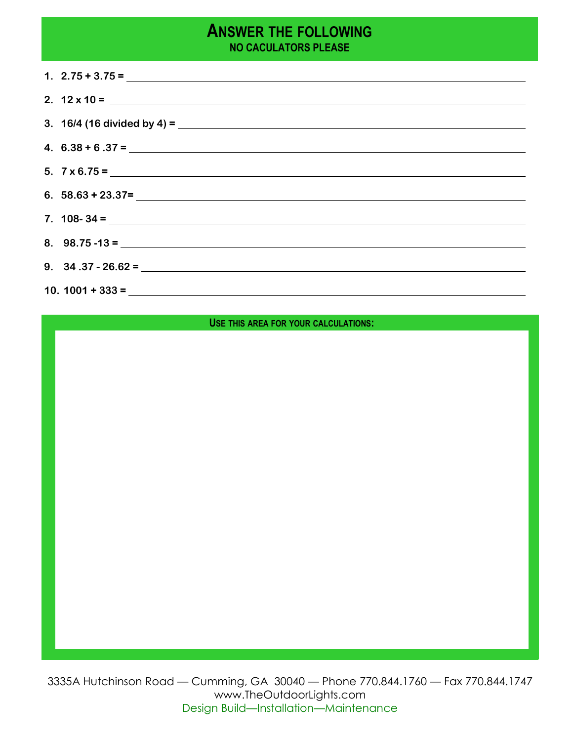# Answer the following

**NO CACULATORS PLEASE**

1. 2.75 + 3.75 = ______________________________
2. 12 x 10 = ______________________________
3. 16/4 (16 divided by 4) = ______________________________
4. 6.38 + 6 .37 = ______________________________
5. 7 x 6.75 = ______________________________
6. 58.63 + 23.37= ______________________________
7. 108- 34 = ______________________________
8. 98.75 -13 = ______________________________
9. 34 .37 - 26.62 = ______________________________
10. 1001 + 333 = ______________________________

**Use this area for your calculations:**

3335A Hutchinson Road — Cumming, GA 30040 — Phone 770.844.1760 — Fax 770.844.1747

www.TheOutdoorLights.com

Design Build—Installation—Maintenance